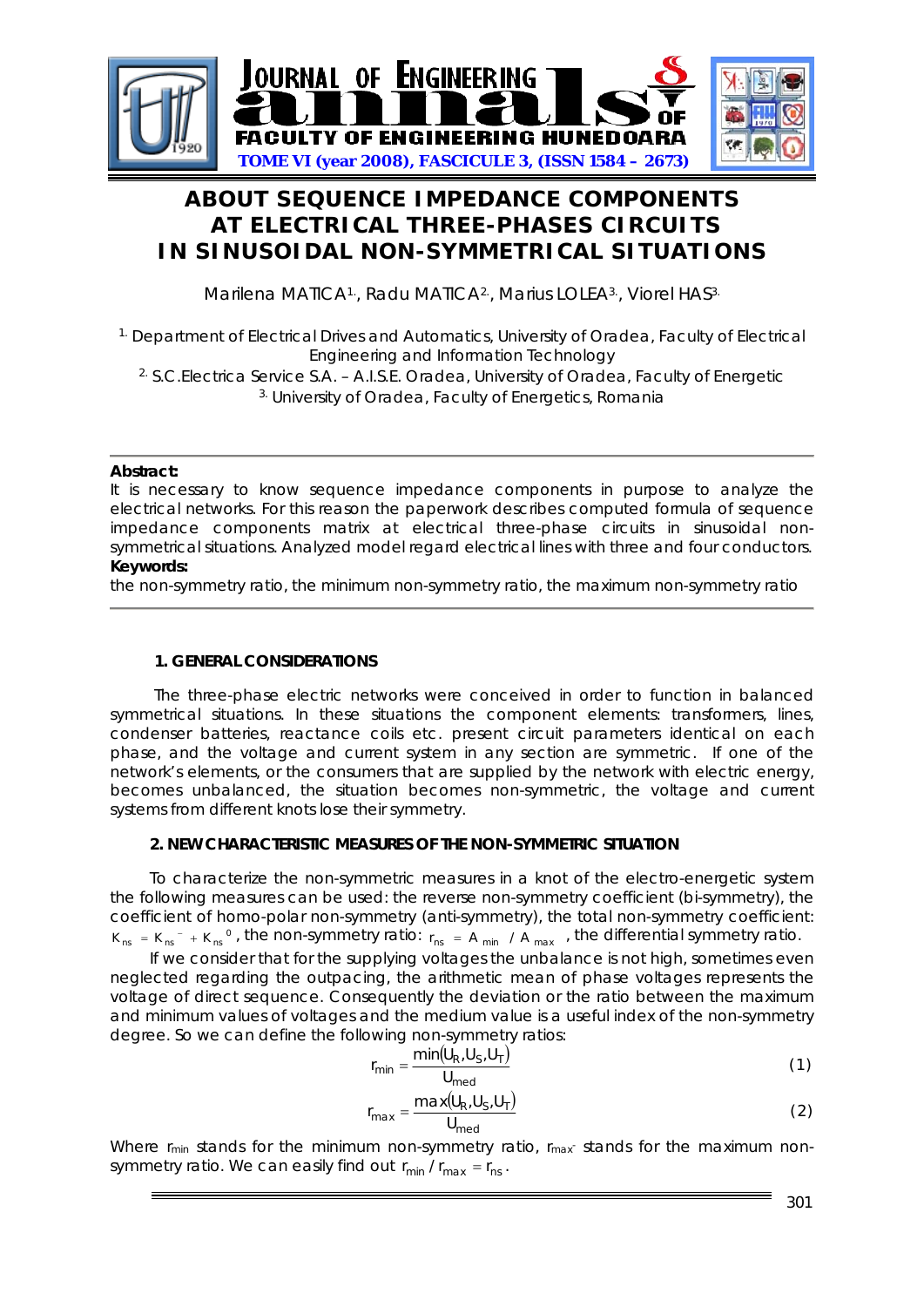# ABOUT SEQUENCE IMPEDANCE COMPONENTS AT ELECTRICAL THREE-PHASES CIRCUITS IN SINUSOIDAL NON-SYMMETRICAL SITUATIONS

Marilena MATICA[1], Radu MATICA[2], Marius LOLEA[3], Viorel HAS[3]

[1] Department of Electrical Drives and Automatics, University of Oradea, Faculty of Electrical Engineering and Information Technology
[2] S.C.Electrica Service S.A. – A.I.S.E. Oradea, University of Oradea, Faculty of Energetic
[3] University of Oradea, Faculty of Energetics, Romania

**Abstract:**
It is necessary to know sequence impedance components in purpose to analyze the electrical networks. For this reason the paperwork describes computed formula of sequence impedance components matrix at electrical three-phase circuits in sinusoidal non-symmetrical situations. Analyzed model regard electrical lines with three and four conductors.

**Keywords:**
the non-symmetry ratio, the minimum non-symmetry ratio, the maximum non-symmetry ratio

## 1. GENERAL CONSIDERATIONS

The three-phase electric networks were conceived in order to function in balanced symmetrical situations. In these situations the component elements: transformers, lines, condenser batteries, reactance coils etc. present circuit parameters identical on each phase, and the voltage and current system in any section are symmetric. If one of the network's elements, or the consumers that are supplied by the network with electric energy, becomes unbalanced, the situation becomes non-symmetric, the voltage and current systems from different knots lose their symmetry.

## 2. NEW CHARACTERISTIC MEASURES OF THE NON-SYMMETRIC SITUATION

To characterize the non-symmetric measures in a knot of the electro-energetic system the following measures can be used: the reverse non-symmetry coefficient (bi-symmetry), the coefficient of homo-polar non-symmetry (anti-symmetry), the total non-symmetry coefficient: $K_{ns} = K_{ns}^{-} + K_{ns}^{0}$, the non-symmetry ratio: $r_{ns} = A_{min} / A_{max}$, the differential symmetry ratio.

If we consider that for the supplying voltages the unbalance is not high, sometimes even neglected regarding the outpacing, the arithmetic mean of phase voltages represents the voltage of direct sequence. Consequently the deviation or the ratio between the maximum and minimum values of voltages and the medium value is a useful index of the non-symmetry degree. So we can define the following non-symmetry ratios:

$$r_{min} = \frac{\min(U_R, U_S, U_T)}{U_{med}} \tag{1}$$

$$r_{max} = \frac{\max(U_R, U_S, U_T)}{U_{med}} \tag{2}$$

Where $r_{min}$ stands for the minimum non-symmetry ratio, $r_{max}$ stands for the maximum non-symmetry ratio. We can easily find out $r_{min} / r_{max} = r_{ns}$.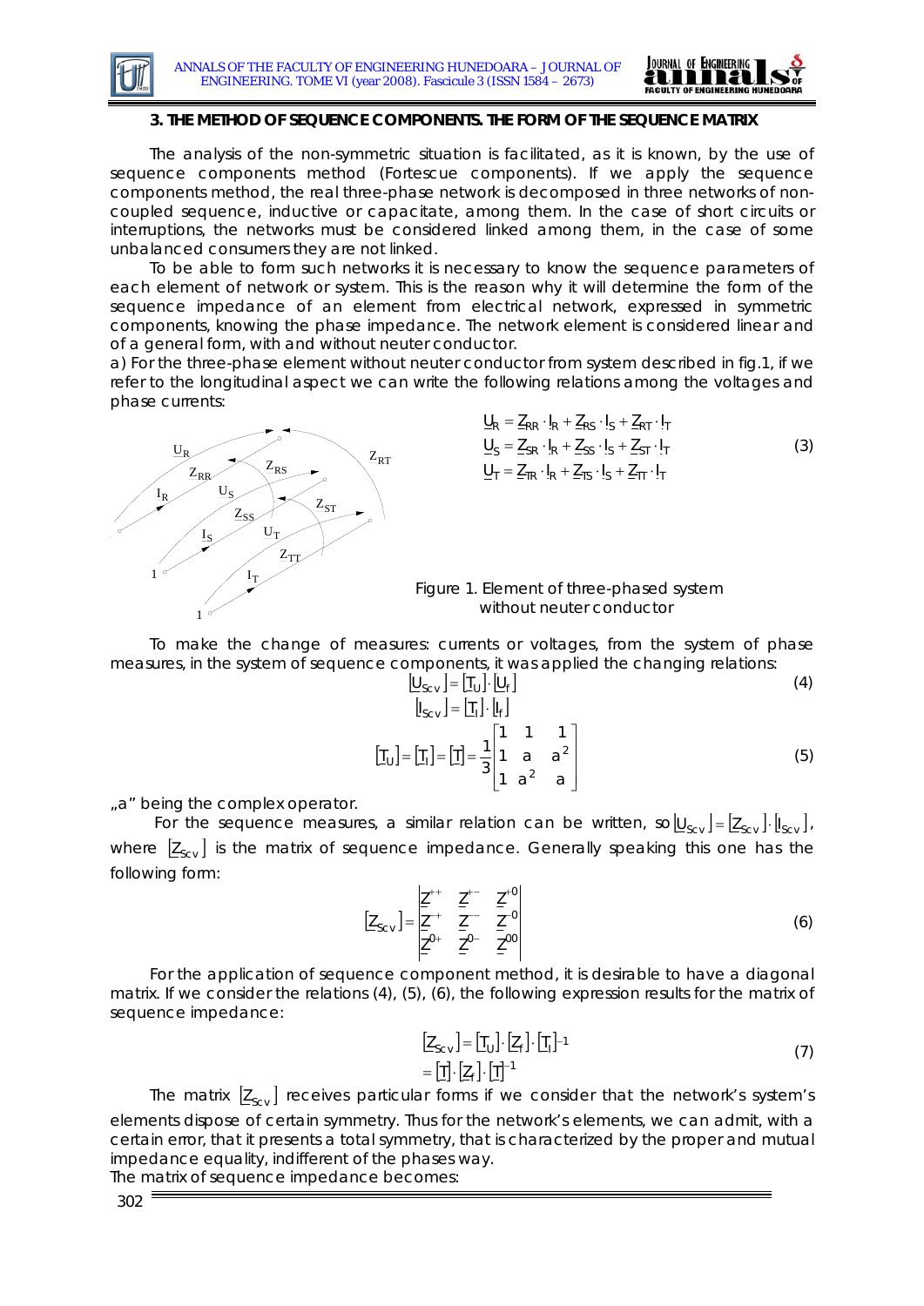### 3. THE METHOD OF SEQUENCE COMPONENTS. THE FORM OF THE SEQUENCE MATRIX

The analysis of the non-symmetric situation is facilitated, as it is known, by the use of sequence components method (Fortescue components). If we apply the sequence components method, the real three-phase network is decomposed in three networks of non-coupled sequence, inductive or capacitate, among them. In the case of short circuits or interruptions, the networks must be considered linked among them, in the case of some unbalanced consumers they are not linked.

To be able to form such networks it is necessary to know the sequence parameters of each element of network or system. This is the reason why it will determine the form of the sequence impedance of an element from electrical network, expressed in symmetric components, knowing the phase impedance. The network element is considered linear and of a general form, with and without neuter conductor.

a) For the three-phase element without neuter conductor from system described in fig.1, if we refer to the longitudinal aspect we can write the following relations among the voltages and phase currents:

$$
\begin{aligned}
\underline{U}_R &= \underline{Z}_{RR} \cdot \underline{I}_R + \underline{Z}_{RS} \cdot \underline{I}_S + \underline{Z}_{RT} \cdot \underline{I}_T \\
\underline{U}_S &= \underline{Z}_{SR} \cdot \underline{I}_R + \underline{Z}_{SS} \cdot \underline{I}_S + \underline{Z}_{ST} \cdot \underline{I}_T \\
\underline{U}_T &= \underline{Z}_{TR} \cdot \underline{I}_R + \underline{Z}_{TS} \cdot \underline{I}_S + \underline{Z}_{TT} \cdot \underline{I}_T
\end{aligned}
\tag{3}
$$

Figure 1. Element of three-phased system without neuter conductor

To make the change of measures: currents or voltages, from the system of phase measures, in the system of sequence components, it was applied the changing relations:

$$
\begin{aligned}
\left[\underline{U}_{Scv}\right] &= \left[\underline{T}_U\right] \cdot \left[\underline{U}_f\right] \\
\left[\underline{I}_{Scv}\right] &= \left[\underline{T}_I\right] \cdot \left[\underline{I}_f\right]
\end{aligned}
\tag{4}
$$

$$
\left[\underline{T}_U\right] = \left[\underline{T}_I\right] = \left[\underline{T}\right] = \frac{1}{3}\begin{bmatrix} 1 & 1 & 1 \\ 1 & a & a^2 \\ 1 & a^2 & a \end{bmatrix}
\tag{5}
$$

„a" being the complex operator.

For the sequence measures, a similar relation can be written, so $\left[\underline{U}_{Scv}\right] = \left[\underline{Z}_{Scv}\right] \cdot \left[\underline{I}_{Scv}\right]$, where $\left[\underline{Z}_{Scv}\right]$ is the matrix of sequence impedance. Generally speaking this one has the following form:

$$
\left[\underline{Z}_{Scv}\right] = \begin{vmatrix} \underline{Z}^{++} & \underline{Z}^{+-} & \underline{Z}^{+0} \\ \underline{Z}^{-+} & \underline{Z}^{--} & \underline{Z}^{-0} \\ \underline{Z}^{0+} & \underline{Z}^{0-} & \underline{Z}^{00} \end{vmatrix}
\tag{6}
$$

For the application of sequence component method, it is desirable to have a diagonal matrix. If we consider the relations (4), (5), (6), the following expression results for the matrix of sequence impedance:

$$
\begin{aligned}
\left[\underline{Z}_{Scv}\right] &= \left[\underline{T}_U\right] \cdot \left[\underline{Z}_f\right] \cdot \left[\underline{T}_I\right]^{-1} \\
&= \left[\underline{T}\right] \cdot \left[\underline{Z}_f\right] \cdot \left[\underline{T}\right]^{-1}
\end{aligned}
\tag{7}
$$

The matrix $\left[\underline{Z}_{Scv}\right]$ receives particular forms if we consider that the network's system's elements dispose of certain symmetry. Thus for the network's elements, we can admit, with a certain error, that it presents a total symmetry, that is characterized by the proper and mutual impedance equality, indifferent of the phases way.

The matrix of sequence impedance becomes: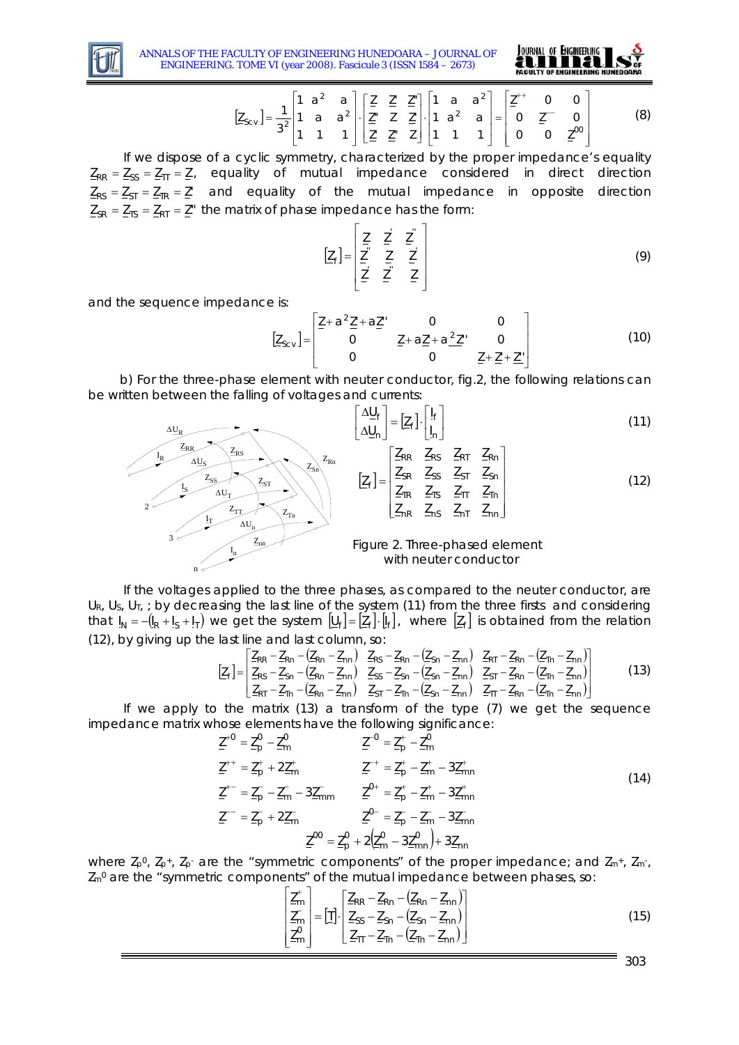$$[\underline{Z}_{Scv}] = \frac{1}{3^2}\begin{bmatrix} 1 & a^2 & a \\ 1 & a & a^2 \\ 1 & 1 & 1 \end{bmatrix} \cdot \begin{bmatrix} \underline{Z} & \underline{Z} & \underline{Z}'' \\ \underline{Z}'' & \underline{Z} & \underline{Z} \\ \underline{Z} & \underline{Z}'' & \underline{Z} \end{bmatrix} \cdot \begin{bmatrix} 1 & a & a^2 \\ 1 & a^2 & a \\ 1 & 1 & 1 \end{bmatrix} = \begin{bmatrix} \underline{Z}^{++} & 0 & 0 \\ 0 & \underline{Z}^{--} & 0 \\ 0 & 0 & \underline{Z}^{00} \end{bmatrix} \tag{8}$$

If we dispose of a cyclic symmetry, characterized by the proper impedance's equality $\underline{Z}_{RR} = \underline{Z}_{SS} = \underline{Z}_{TT} = \underline{Z}$, equality of mutual impedance considered in direct direction $\underline{Z}_{RS} = \underline{Z}_{ST} = \underline{Z}_{TR} = \underline{Z}'$ and equality of the mutual impedance in opposite direction $\underline{Z}_{SR} = \underline{Z}_{TS} = \underline{Z}_{RT} = \underline{Z}''$ the matrix of phase impedance has the form:

$$[\underline{Z}_f] = \begin{bmatrix} \underline{Z} & \underline{Z}' & \underline{Z}'' \\ \underline{Z}'' & \underline{Z} & \underline{Z}' \\ \underline{Z}' & \underline{Z}'' & \underline{Z} \end{bmatrix} \tag{9}$$

and the sequence impedance is:

$$[\underline{Z}_{Scv}] = \begin{bmatrix} \underline{Z} + a^2\underline{Z} + a\underline{Z}' & 0 & 0 \\ 0 & \underline{Z} + a\underline{Z} + a^2\underline{Z}' & 0 \\ 0 & 0 & \underline{Z} + \underline{Z} + \underline{Z}' \end{bmatrix} \tag{10}$$

b) For the three-phase element with neuter conductor, fig.2, the following relations can be written between the falling of voltages and currents:

$$\begin{bmatrix} \Delta\underline{U}_f \\ \Delta\underline{U}_n \end{bmatrix} = [\underline{Z}_f] \cdot \begin{bmatrix} \underline{I}_f \\ \underline{I}_n \end{bmatrix} \tag{11}$$

$$[\underline{Z}_f] = \begin{bmatrix} \underline{Z}_{RR} & \underline{Z}_{RS} & \underline{Z}_{RT} & \underline{Z}_{Rn} \\ \underline{Z}_{SR} & \underline{Z}_{SS} & \underline{Z}_{ST} & \underline{Z}_{Sn} \\ \underline{Z}_{TR} & \underline{Z}_{TS} & \underline{Z}_{TT} & \underline{Z}_{Tn} \\ \underline{Z}_{nR} & \underline{Z}_{nS} & \underline{Z}_{nT} & \underline{Z}_{nn} \end{bmatrix} \tag{12}$$

Figure 2. Three-phased element with neuter conductor

If the voltages applied to the three phases, as compared to the neuter conductor, are $U_R$, $U_S$, $U_T$, ; by decreasing the last line of the system (11) from the three firsts and considering that $\underline{I}_N = -(\underline{I}_R + \underline{I}_S + \underline{I}_T)$ we get the system $[\underline{U}_f] = [\underline{Z}_f] \cdot [\underline{I}_f]$, where $[\underline{Z}_f]$ is obtained from the relation (12), by giving up the last line and last column, so:

$$[\underline{Z}_f] = \begin{bmatrix} \underline{Z}_{RR} - \underline{Z}_{Rn} - (\underline{Z}_{Rn} - \underline{Z}_{nn}) & \underline{Z}_{RS} - \underline{Z}_{Rn} - (\underline{Z}_{Sn} - \underline{Z}_{nn}) & \underline{Z}_{RT} - \underline{Z}_{Rn} - (\underline{Z}_{Tn} - \underline{Z}_{nn}) \\ \underline{Z}_{RS} - \underline{Z}_{Sn} - (\underline{Z}_{Rn} - \underline{Z}_{nn}) & \underline{Z}_{SS} - \underline{Z}_{Sn} - (\underline{Z}_{Sn} - \underline{Z}_{nn}) & \underline{Z}_{ST} - \underline{Z}_{Rn} - (\underline{Z}_{Tn} - \underline{Z}_{nn}) \\ \underline{Z}_{RT} - \underline{Z}_{Tn} - (\underline{Z}_{Rn} - \underline{Z}_{nn}) & \underline{Z}_{ST} - \underline{Z}_{Tn} - (\underline{Z}_{Sn} - \underline{Z}_{nn}) & \underline{Z}_{TT} - \underline{Z}_{Rn} - (\underline{Z}_{Tn} - \underline{Z}_{nn}) \end{bmatrix} \tag{13}$$

If we apply to the matrix (13) a transform of the type (7) we get the sequence impedance matrix whose elements have the following significance:

$$\begin{aligned}
\underline{Z}^{+0} &= \underline{Z}_p^0 - \underline{Z}_m^0 & \underline{Z}^{-0} &= \underline{Z}_p^+ - \underline{Z}_m^0 \\
\underline{Z}^{++} &= \underline{Z}_p^+ + 2\underline{Z}_m^+ & \underline{Z}^{-+} &= \underline{Z}_p^+ - \underline{Z}_m^+ - 3\underline{Z}_{mn}^+ \\
\underline{Z}^{+-} &= \underline{Z}_p^- - \underline{Z}_m^- - 3\underline{Z}_{mm}^- & \underline{Z}^{0+} &= \underline{Z}_p^+ - \underline{Z}_m^+ - 3\underline{Z}_{mn}^+ \\
\underline{Z}^{--} &= \underline{Z}_p + 2\underline{Z}_m^- & \underline{Z}^{0-} &= \underline{Z}_p^- - \underline{Z}_m^- - 3\underline{Z}_{mn}^- \\
& & \underline{Z}^{00} &= \underline{Z}_p^0 + 2\left(\underline{Z}_m^0 - 3\underline{Z}_{mn}^0\right) + 3\underline{Z}_{nn}
\end{aligned} \tag{14}$$

where $Z_p^0$, $Z_p^+$, $Z_p^-$ are the "symmetric components" of the proper impedance; and $Z_m^+$, $Z_m^-$, $Z_m^0$ are the "symmetric components" of the mutual impedance between phases, so:

$$\begin{bmatrix} \underline{Z}_m^+ \\ \underline{Z}_m^- \\ \underline{Z}_m^0 \end{bmatrix} = [\underline{T}] \cdot \begin{bmatrix} \underline{Z}_{RR} - \underline{Z}_{Rn} - (\underline{Z}_{Rn} - \underline{Z}_{nn}) \\ \underline{Z}_{SS} - \underline{Z}_{Sn} - (\underline{Z}_{Sn} - \underline{Z}_{nn}) \\ \underline{Z}_{TT} - \underline{Z}_{Tn} - (\underline{Z}_{Tn} - \underline{Z}_{nn}) \end{bmatrix} \tag{15}$$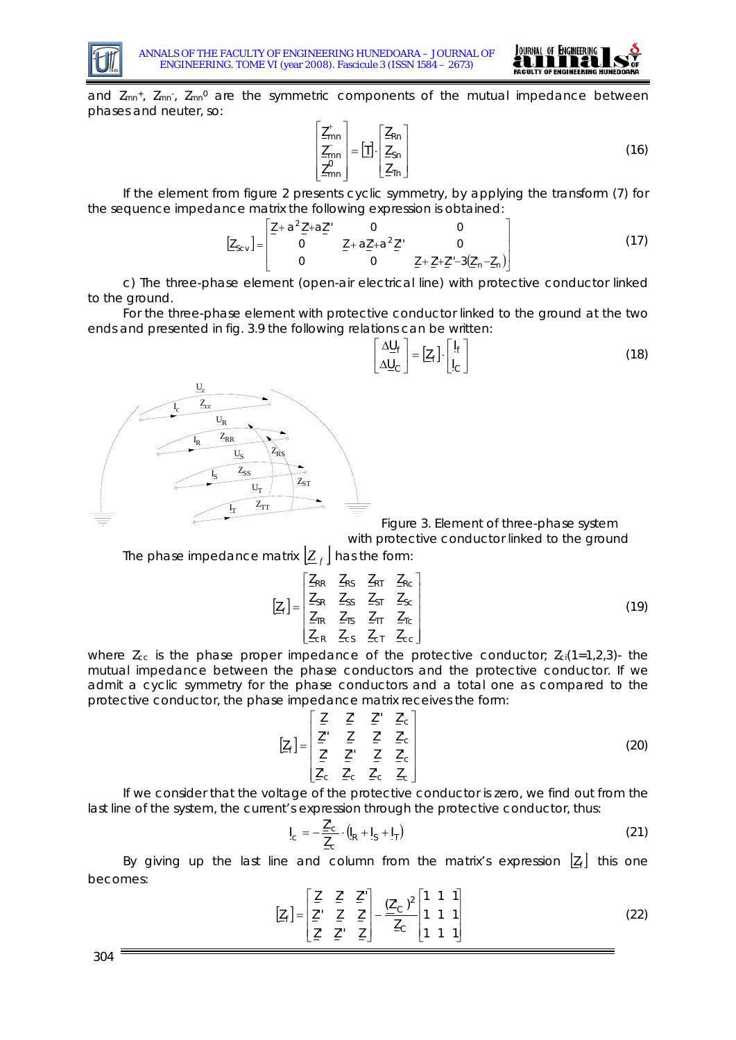and $\underline{Z}_{mn}^{+}$, $\underline{Z}_{mn}^{-}$, $\underline{Z}_{mn}^{0}$ are the symmetric components of the mutual impedance between phases and neuter, so:

$$\begin{bmatrix} \underline{Z}_{mn}^{+} \\ \underline{Z}_{mn}^{-} \\ \underline{Z}_{mn}^{0} \end{bmatrix} = [T] \cdot \begin{bmatrix} \underline{Z}_{Rn} \\ \underline{Z}_{Sn} \\ \underline{Z}_{Tn} \end{bmatrix} \tag{16}$$

If the element from figure 2 presents cyclic symmetry, by applying the transform (7) for the sequence impedance matrix the following expression is obtained:

$$[\underline{Z}_{Scv}] = \begin{bmatrix} \underline{Z} + a^2\underline{Z} + a\underline{Z}' & 0 & 0 \\ 0 & \underline{Z} + a\underline{Z} + a^2\underline{Z}' & 0 \\ 0 & 0 & \underline{Z} + \underline{Z} + \underline{Z}' - 3(\underline{Z}_n - \underline{Z}_n) \end{bmatrix} \tag{17}$$

c) The three-phase element (open-air electrical line) with protective conductor linked to the ground.

For the three-phase element with protective conductor linked to the ground at the two ends and presented in fig. 3.9 the following relations can be written:

$$\begin{bmatrix} \Delta\underline{U}_f \\ \Delta\underline{U}_C \end{bmatrix} = [\underline{Z}_f] \cdot \begin{bmatrix} \underline{I}_f \\ \underline{I}_C \end{bmatrix} \tag{18}$$

Figure 3. Element of three-phase system with protective conductor linked to the ground

The phase impedance matrix $[\underline{Z}_f]$ has the form:

$$[\underline{Z}_f] = \begin{bmatrix} \underline{Z}_{RR} & \underline{Z}_{RS} & \underline{Z}_{RT} & \underline{Z}_{Rc} \\ \underline{Z}_{SR} & \underline{Z}_{SS} & \underline{Z}_{ST} & \underline{Z}_{Sc} \\ \underline{Z}_{TR} & \underline{Z}_{TS} & \underline{Z}_{TT} & \underline{Z}_{Tc} \\ \underline{Z}_{cR} & \underline{Z}_{cS} & \underline{Z}_{cT} & \underline{Z}_{cc} \end{bmatrix} \tag{19}$$

where $Z_{cc}$ is the phase proper impedance of the protective conductor; $\underline{Z}_{ci}(1=1,2,3)$- the mutual impedance between the phase conductors and the protective conductor. If we admit a cyclic symmetry for the phase conductors and a total one as compared to the protective conductor, the phase impedance matrix receives the form:

$$[\underline{Z}_f] = \begin{bmatrix} \underline{Z} & \underline{Z} & \underline{Z}' & \underline{Z}_c \\ \underline{Z}' & \underline{Z} & \underline{Z} & \underline{Z}_c \\ \underline{Z} & \underline{Z}' & \underline{Z} & \underline{Z}_c \\ \underline{Z}_c & \underline{Z}_c & \underline{Z}_c & \underline{Z}_c \end{bmatrix} \tag{20}$$

If we consider that the voltage of the protective conductor is zero, we find out from the last line of the system, the current's expression through the protective conductor, thus:

$$\underline{I}_c = -\frac{\underline{Z}_c}{\underline{Z}_c} \cdot (\underline{I}_R + \underline{I}_S + \underline{I}_T) \tag{21}$$

By giving up the last line and column from the matrix's expression $[\underline{Z}_f]$ this one becomes:

$$[\underline{Z}_f] = \begin{bmatrix} \underline{Z} & \underline{Z} & \underline{Z}' \\ \underline{Z}' & \underline{Z} & \underline{Z} \\ \underline{Z} & \underline{Z}' & \underline{Z} \end{bmatrix} - \frac{(\underline{Z}_C)^2}{\underline{Z}_C} \begin{bmatrix} 1 & 1 & 1 \\ 1 & 1 & 1 \\ 1 & 1 & 1 \end{bmatrix} \tag{22}$$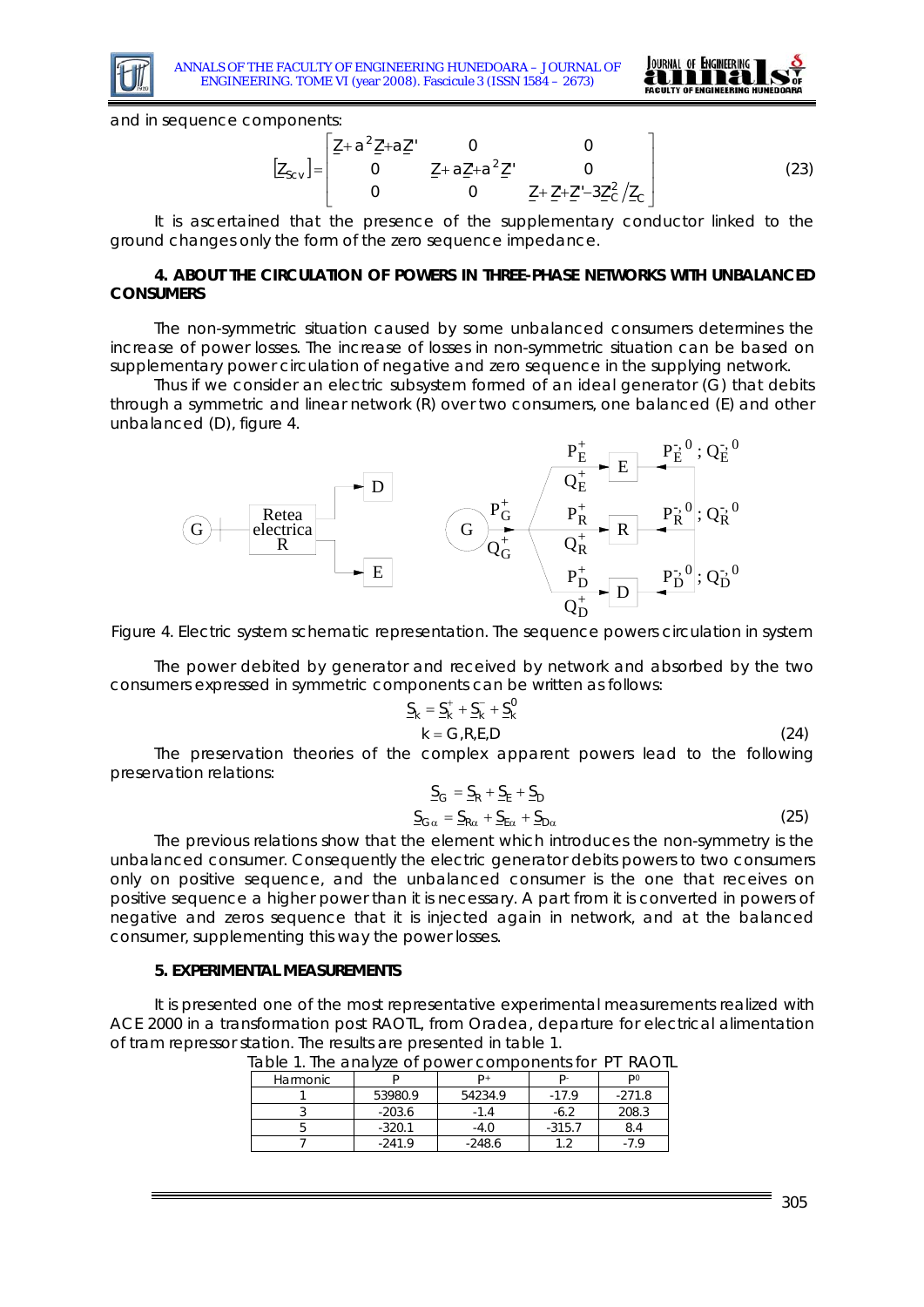and in sequence components:

$$[\underline{Z}_{SCV}] = \begin{bmatrix} \underline{Z}+a^2\underline{Z}+a\underline{Z}' & 0 & 0 \\ 0 & \underline{Z}+a\underline{Z}+a^2\underline{Z}' & 0 \\ 0 & 0 & \underline{Z}+\underline{Z}+\underline{Z}'-3\underline{Z}_C^2/\underline{Z}_C \end{bmatrix} \quad (23)$$

It is ascertained that the presence of the supplementary conductor linked to the ground changes only the form of the zero sequence impedance.

### 4. ABOUT THE CIRCULATION OF POWERS IN THREE-PHASE NETWORKS WITH UNBALANCED CONSUMERS

The non-symmetric situation caused by some unbalanced consumers determines the increase of power losses. The increase of losses in non-symmetric situation can be based on supplementary power circulation of negative and zero sequence in the supplying network.

Thus if we consider an electric subsystem formed of an ideal generator (G) that debits through a symmetric and linear network (R) over two consumers, one balanced (E) and other unbalanced (D), figure 4.

Figure 4. Electric system schematic representation. The sequence powers circulation in system

The power debited by generator and received by network and absorbed by the two consumers expressed in symmetric components can be written as follows:

$$\underline{S}_k = \underline{S}_k^+ + \underline{S}_k^- + \underline{S}_k^0$$
$$k = G, R, E, D \quad (24)$$

The preservation theories of the complex apparent powers lead to the following preservation relations:

$$\underline{S}_G = \underline{S}_R + \underline{S}_E + \underline{S}_D$$
$$\underline{S}_{G\alpha} = \underline{S}_{R\alpha} + \underline{S}_{E\alpha} + \underline{S}_{D\alpha} \quad (25)$$

The previous relations show that the element which introduces the non-symmetry is the unbalanced consumer. Consequently the electric generator debits powers to two consumers only on positive sequence, and the unbalanced consumer is the one that receives on positive sequence a higher power than it is necessary. A part from it is converted in powers of negative and zeros sequence that it is injected again in network, and at the balanced consumer, supplementing this way the power losses.

### 5. EXPERIMENTAL MEASUREMENTS

It is presented one of the most representative experimental measurements realized with ACE 2000 in a transformation post RAOTL, from Oradea, departure for electrical alimentation of tram repressor station. The results are presented in table 1.

Table 1. The analyze of power components for PT RAOTL

| Harmonic | P | $P^+$ | $P^-$ | $P^0$ |
|---|---|---|---|---|
| 1 | 53980.9 | 54234.9 | -17.9 | -271.8 |
| 3 | -203.6 | -1.4 | -6.2 | 208.3 |
| 5 | -320.1 | -4.0 | -315.7 | 8.4 |
| 7 | -241.9 | -248.6 | 1.2 | -7.9 |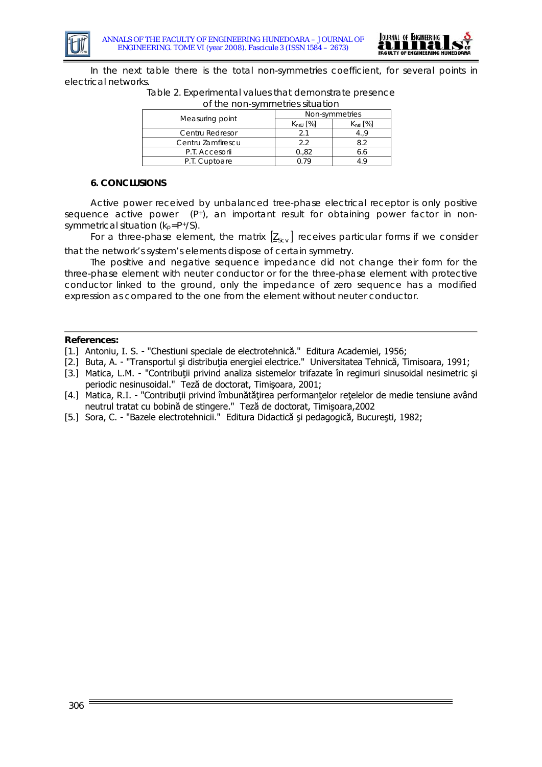In the next table there is the total non-symmetries coefficient, for several points in electrical networks.

Table 2. Experimental values that demonstrate presence of the non-symmetries situation

| Measuring point | Non-symmetries | |
|---|---|---|
| | $K_{nsU}$ [%] | $K_{nsI}$ [%] |
| Centru Redresor | 2.1 | 4.,9 |
| Centru Zamfirescu | 2.2 | 8.2 |
| P.T. Accesorii | 0.,82 | 6.6 |
| P.T. Cuptoare | 0.79 | 4.9 |

### 6. CONCLUSIONS

Active power received by unbalanced tree-phase electrical receptor is only positive sequence active power ($P^+$), an important result for obtaining power factor in non-symmetrical situation ($k_p=P^+/S$).

For a three-phase element, the matrix $[\underline{Z}_{Scv}]$ receives particular forms if we consider that the network's system's elements dispose of certain symmetry.

The positive and negative sequence impedance did not change their form for the three-phase element with neuter conductor or for the three-phase element with protective conductor linked to the ground, only the impedance of zero sequence has a modified expression as compared to the one from the element without neuter conductor.

**References:**

[1.] Antoniu, I. S. - "Chestiuni speciale de electrotehnică." Editura Academiei, 1956;
[2.] Buta, A. - "Transportul şi distribuţia energiei electrice." Universitatea Tehnică, Timisoara, 1991;
[3.] Matica, L.M. - "Contribuţii privind analiza sistemelor trifazate în regimuri sinusoidal nesimetric şi periodic nesinusoidal." Teză de doctorat, Timişoara, 2001;
[4.] Matica, R.I. - "Contribuţii privind îmbunătăţirea performanţelor reţelelor de medie tensiune având neutrul tratat cu bobină de stingere." Teză de doctorat, Timişoara,2002
[5.] Sora, C. - "Bazele electrotehnicii." Editura Didactică şi pedagogică, Bucureşti, 1982;